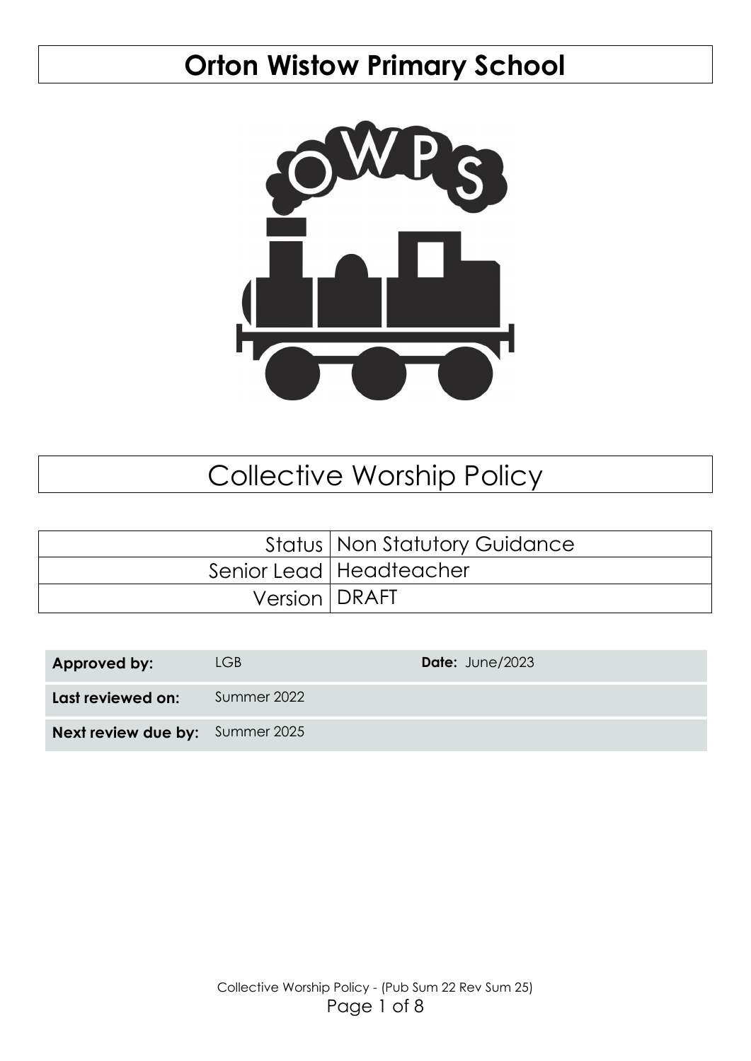# Orton Wistow Primary School

# Collective Worship Policy

| | |
|---|---|
| Status | Non Statutory Guidance |
| Senior Lead | Headteacher |
| Version | DRAFT |

| | | | |
|---|---|---|---|
| **Approved by:** | LGB | **Date:** June/2023 | |
| **Last reviewed on:** | Summer 2022 | | |
| **Next review due by:** | Summer 2025 | | |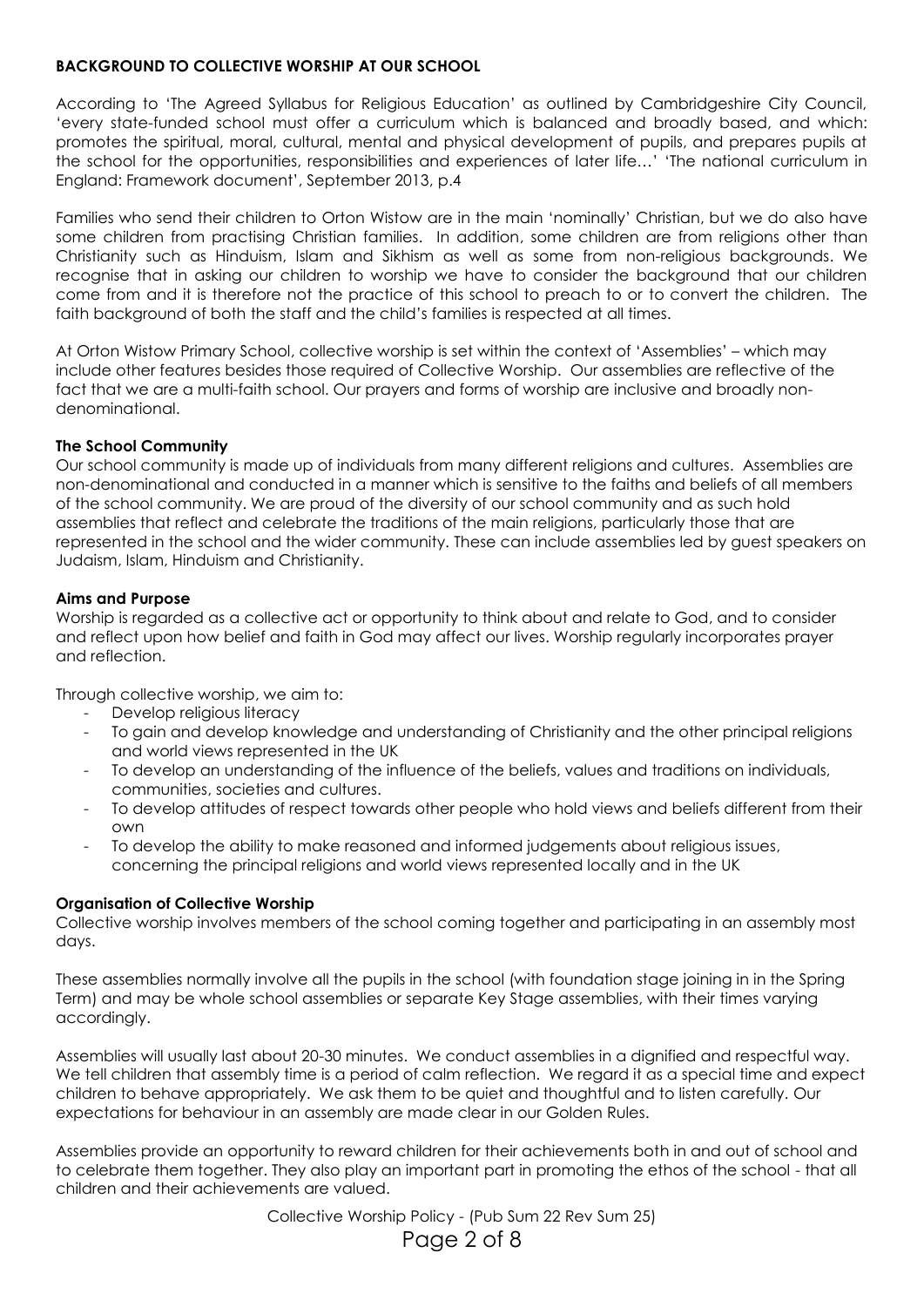**BACKGROUND TO COLLECTIVE WORSHIP AT OUR SCHOOL**

According to 'The Agreed Syllabus for Religious Education' as outlined by Cambridgeshire City Council, 'every state-funded school must offer a curriculum which is balanced and broadly based, and which: promotes the spiritual, moral, cultural, mental and physical development of pupils, and prepares pupils at the school for the opportunities, responsibilities and experiences of later life…' 'The national curriculum in England: Framework document', September 2013, p.4

Families who send their children to Orton Wistow are in the main 'nominally' Christian, but we do also have some children from practising Christian families. In addition, some children are from religions other than Christianity such as Hinduism, Islam and Sikhism as well as some from non-religious backgrounds. We recognise that in asking our children to worship we have to consider the background that our children come from and it is therefore not the practice of this school to preach to or to convert the children. The faith background of both the staff and the child's families is respected at all times.

At Orton Wistow Primary School, collective worship is set within the context of 'Assemblies' – which may include other features besides those required of Collective Worship. Our assemblies are reflective of the fact that we are a multi-faith school. Our prayers and forms of worship are inclusive and broadly non-denominational.

**The School Community**

Our school community is made up of individuals from many different religions and cultures. Assemblies are non-denominational and conducted in a manner which is sensitive to the faiths and beliefs of all members of the school community. We are proud of the diversity of our school community and as such hold assemblies that reflect and celebrate the traditions of the main religions, particularly those that are represented in the school and the wider community. These can include assemblies led by guest speakers on Judaism, Islam, Hinduism and Christianity.

**Aims and Purpose**

Worship is regarded as a collective act or opportunity to think about and relate to God, and to consider and reflect upon how belief and faith in God may affect our lives. Worship regularly incorporates prayer and reflection.

Through collective worship, we aim to:

- Develop religious literacy
- To gain and develop knowledge and understanding of Christianity and the other principal religions and world views represented in the UK
- To develop an understanding of the influence of the beliefs, values and traditions on individuals, communities, societies and cultures.
- To develop attitudes of respect towards other people who hold views and beliefs different from their own
- To develop the ability to make reasoned and informed judgements about religious issues, concerning the principal religions and world views represented locally and in the UK

**Organisation of Collective Worship**

Collective worship involves members of the school coming together and participating in an assembly most days.

These assemblies normally involve all the pupils in the school (with foundation stage joining in in the Spring Term) and may be whole school assemblies or separate Key Stage assemblies, with their times varying accordingly.

Assemblies will usually last about 20-30 minutes. We conduct assemblies in a dignified and respectful way. We tell children that assembly time is a period of calm reflection. We regard it as a special time and expect children to behave appropriately. We ask them to be quiet and thoughtful and to listen carefully. Our expectations for behaviour in an assembly are made clear in our Golden Rules.

Assemblies provide an opportunity to reward children for their achievements both in and out of school and to celebrate them together. They also play an important part in promoting the ethos of the school - that all children and their achievements are valued.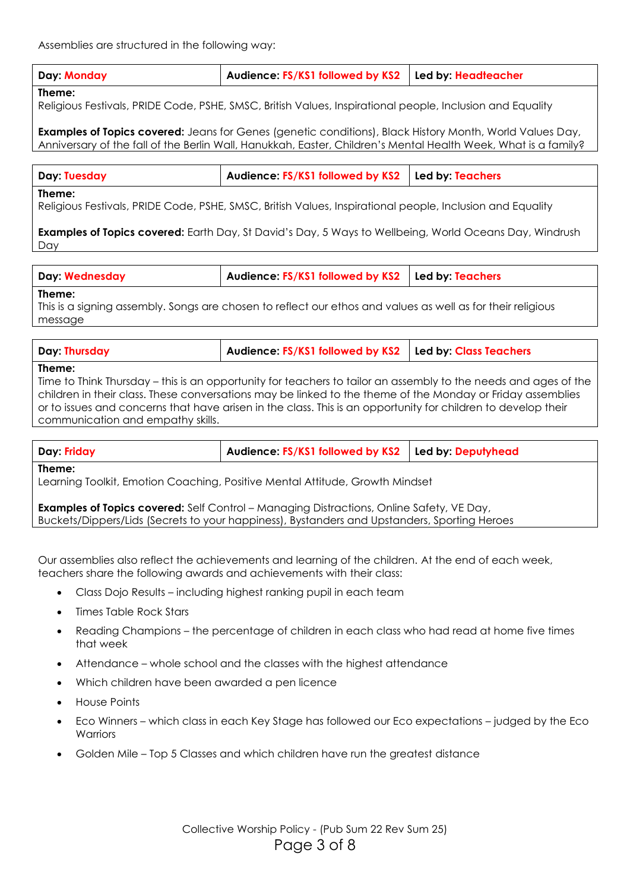Assemblies are structured in the following way:

| **Day:** Monday | **Audience:** FS/KS1 followed by KS2 | **Led by:** Headteacher |
|---|---|---|
| **Theme:** Religious Festivals, PRIDE Code, PSHE, SMSC, British Values, Inspirational people, Inclusion and Equality<br><br>**Examples of Topics covered:** Jeans for Genes (genetic conditions), Black History Month, World Values Day, Anniversary of the fall of the Berlin Wall, Hanukkah, Easter, Children's Mental Health Week, What is a family? | | |

| **Day:** Tuesday | **Audience:** FS/KS1 followed by KS2 | **Led by:** Teachers |
|---|---|---|
| **Theme:** Religious Festivals, PRIDE Code, PSHE, SMSC, British Values, Inspirational people, Inclusion and Equality<br><br>**Examples of Topics covered:** Earth Day, St David's Day, 5 Ways to Wellbeing, World Oceans Day, Windrush Day | | |

| **Day:** Wednesday | **Audience:** FS/KS1 followed by KS2 | **Led by:** Teachers |
|---|---|---|
| **Theme:** This is a signing assembly. Songs are chosen to reflect our ethos and values as well as for their religious message | | |

| **Day:** Thursday | **Audience:** FS/KS1 followed by KS2 | **Led by:** Class Teachers |
|---|---|---|
| **Theme:** Time to Think Thursday – this is an opportunity for teachers to tailor an assembly to the needs and ages of the children in their class. These conversations may be linked to the theme of the Monday or Friday assemblies or to issues and concerns that have arisen in the class. This is an opportunity for children to develop their communication and empathy skills. | | |

| **Day:** Friday | **Audience:** FS/KS1 followed by KS2 | **Led by:** Deputyhead |
|---|---|---|
| **Theme:** Learning Toolkit, Emotion Coaching, Positive Mental Attitude, Growth Mindset<br><br>**Examples of Topics covered:** Self Control – Managing Distractions, Online Safety, VE Day, Buckets/Dippers/Lids (Secrets to your happiness), Bystanders and Upstanders, Sporting Heroes | | |

Our assemblies also reflect the achievements and learning of the children. At the end of each week, teachers share the following awards and achievements with their class:

- Class Dojo Results – including highest ranking pupil in each team
- Times Table Rock Stars
- Reading Champions – the percentage of children in each class who had read at home five times that week
- Attendance – whole school and the classes with the highest attendance
- Which children have been awarded a pen licence
- House Points
- Eco Winners – which class in each Key Stage has followed our Eco expectations – judged by the Eco Warriors
- Golden Mile – Top 5 Classes and which children have run the greatest distance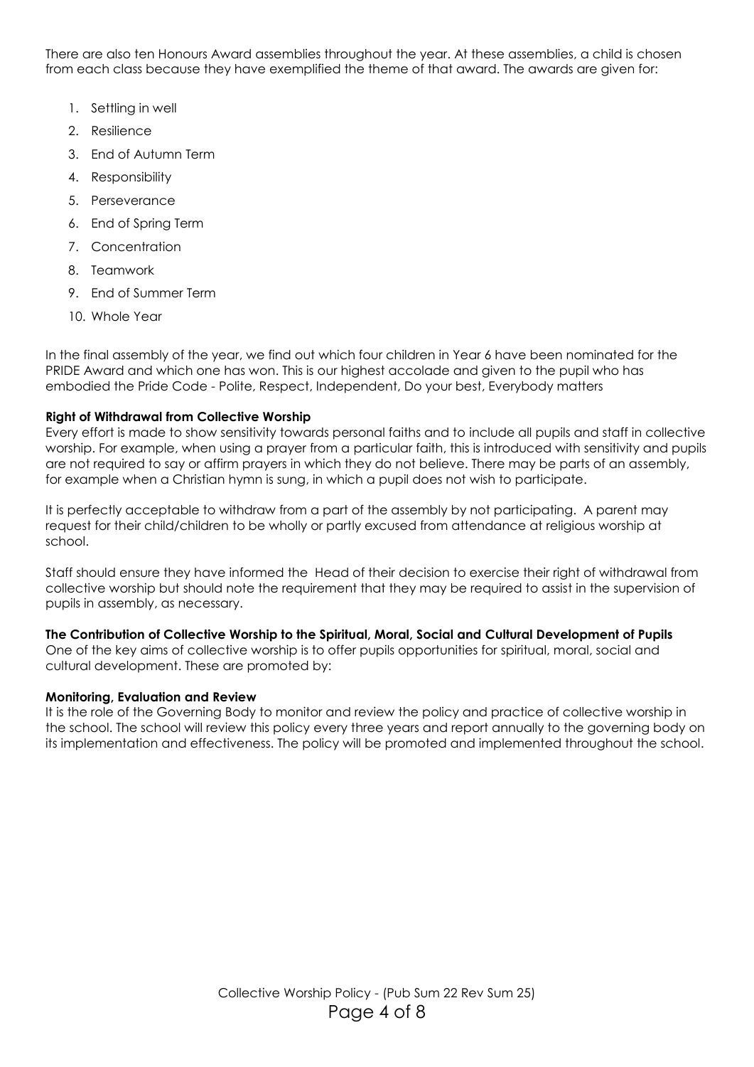There are also ten Honours Award assemblies throughout the year. At these assemblies, a child is chosen from each class because they have exemplified the theme of that award. The awards are given for:

1. Settling in well
2. Resilience
3. End of Autumn Term
4. Responsibility
5. Perseverance
6. End of Spring Term
7. Concentration
8. Teamwork
9. End of Summer Term
10. Whole Year

In the final assembly of the year, we find out which four children in Year 6 have been nominated for the PRIDE Award and which one has won. This is our highest accolade and given to the pupil who has embodied the Pride Code - Polite, Respect, Independent, Do your best, Everybody matters

**Right of Withdrawal from Collective Worship**

Every effort is made to show sensitivity towards personal faiths and to include all pupils and staff in collective worship. For example, when using a prayer from a particular faith, this is introduced with sensitivity and pupils are not required to say or affirm prayers in which they do not believe. There may be parts of an assembly, for example when a Christian hymn is sung, in which a pupil does not wish to participate.

It is perfectly acceptable to withdraw from a part of the assembly by not participating. A parent may request for their child/children to be wholly or partly excused from attendance at religious worship at school.

Staff should ensure they have informed the Head of their decision to exercise their right of withdrawal from collective worship but should note the requirement that they may be required to assist in the supervision of pupils in assembly, as necessary.

**The Contribution of Collective Worship to the Spiritual, Moral, Social and Cultural Development of Pupils**

One of the key aims of collective worship is to offer pupils opportunities for spiritual, moral, social and cultural development. These are promoted by:

**Monitoring, Evaluation and Review**

It is the role of the Governing Body to monitor and review the policy and practice of collective worship in the school. The school will review this policy every three years and report annually to the governing body on its implementation and effectiveness. The policy will be promoted and implemented throughout the school.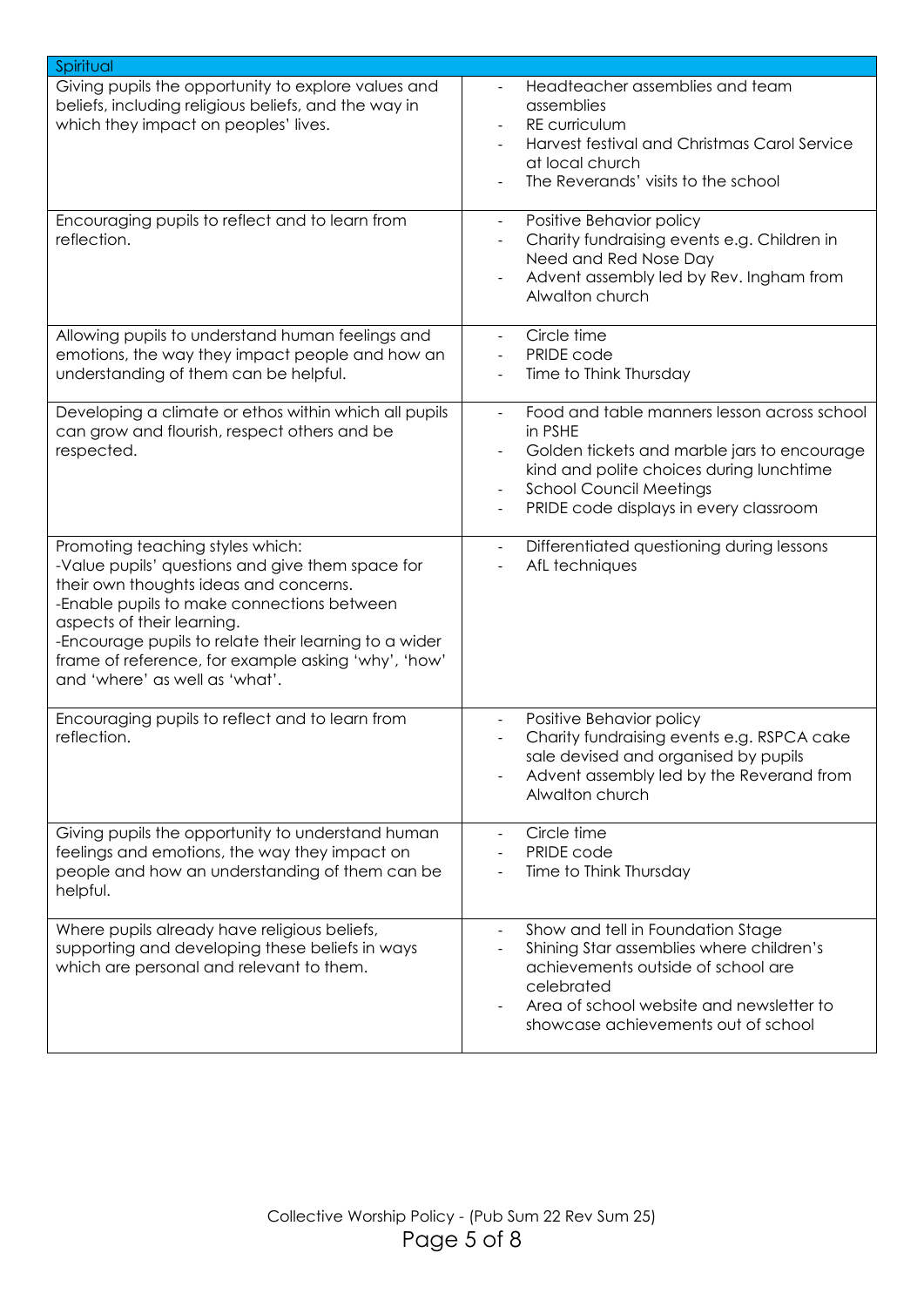| Spiritual | |
|---|---|
| Giving pupils the opportunity to explore values and beliefs, including religious beliefs, and the way in which they impact on peoples' lives. | - Headteacher assemblies and team assemblies<br>- RE curriculum<br>- Harvest festival and Christmas Carol Service at local church<br>- The Reverands' visits to the school |
| Encouraging pupils to reflect and to learn from reflection. | - Positive Behavior policy<br>- Charity fundraising events e.g. Children in Need and Red Nose Day<br>- Advent assembly led by Rev. Ingham from Alwalton church |
| Allowing pupils to understand human feelings and emotions, the way they impact people and how an understanding of them can be helpful. | - Circle time<br>- PRIDE code<br>- Time to Think Thursday |
| Developing a climate or ethos within which all pupils can grow and flourish, respect others and be respected. | - Food and table manners lesson across school in PSHE<br>- Golden tickets and marble jars to encourage kind and polite choices during lunchtime<br>- School Council Meetings<br>- PRIDE code displays in every classroom |
| Promoting teaching styles which:<br>-Value pupils' questions and give them space for their own thoughts ideas and concerns.<br>-Enable pupils to make connections between aspects of their learning.<br>-Encourage pupils to relate their learning to a wider frame of reference, for example asking 'why', 'how' and 'where' as well as 'what'. | - Differentiated questioning during lessons<br>- AfL techniques |
| Encouraging pupils to reflect and to learn from reflection. | - Positive Behavior policy<br>- Charity fundraising events e.g. RSPCA cake sale devised and organised by pupils<br>- Advent assembly led by the Reverand from Alwalton church |
| Giving pupils the opportunity to understand human feelings and emotions, the way they impact on people and how an understanding of them can be helpful. | - Circle time<br>- PRIDE code<br>- Time to Think Thursday |
| Where pupils already have religious beliefs, supporting and developing these beliefs in ways which are personal and relevant to them. | - Show and tell in Foundation Stage<br>- Shining Star assemblies where children's achievements outside of school are celebrated<br>- Area of school website and newsletter to showcase achievements out of school |

Collective Worship Policy - (Pub Sum 22 Rev Sum 25)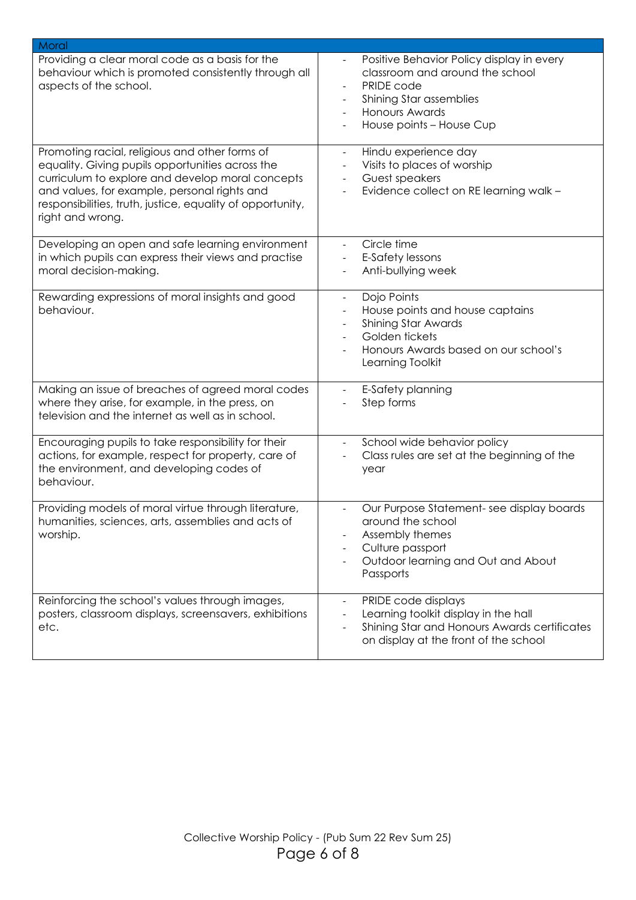| Moral | |
|---|---|
| Providing a clear moral code as a basis for the behaviour which is promoted consistently through all aspects of the school. | - Positive Behavior Policy display in every classroom and around the school<br>- PRIDE code<br>- Shining Star assemblies<br>- Honours Awards<br>- House points – House Cup |
| Promoting racial, religious and other forms of equality. Giving pupils opportunities across the curriculum to explore and develop moral concepts and values, for example, personal rights and responsibilities, truth, justice, equality of opportunity, right and wrong. | - Hindu experience day<br>- Visits to places of worship<br>- Guest speakers<br>- Evidence collect on RE learning walk – |
| Developing an open and safe learning environment in which pupils can express their views and practise moral decision-making. | - Circle time<br>- E-Safety lessons<br>- Anti-bullying week |
| Rewarding expressions of moral insights and good behaviour. | - Dojo Points<br>- House points and house captains<br>- Shining Star Awards<br>- Golden tickets<br>- Honours Awards based on our school's Learning Toolkit |
| Making an issue of breaches of agreed moral codes where they arise, for example, in the press, on television and the internet as well as in school. | - E-Safety planning<br>- Step forms |
| Encouraging pupils to take responsibility for their actions, for example, respect for property, care of the environment, and developing codes of behaviour. | - School wide behavior policy<br>- Class rules are set at the beginning of the year |
| Providing models of moral virtue through literature, humanities, sciences, arts, assemblies and acts of worship. | - Our Purpose Statement- see display boards around the school<br>- Assembly themes<br>- Culture passport<br>- Outdoor learning and Out and About Passports |
| Reinforcing the school's values through images, posters, classroom displays, screensavers, exhibitions etc. | - PRIDE code displays<br>- Learning toolkit display in the hall<br>- Shining Star and Honours Awards certificates on display at the front of the school |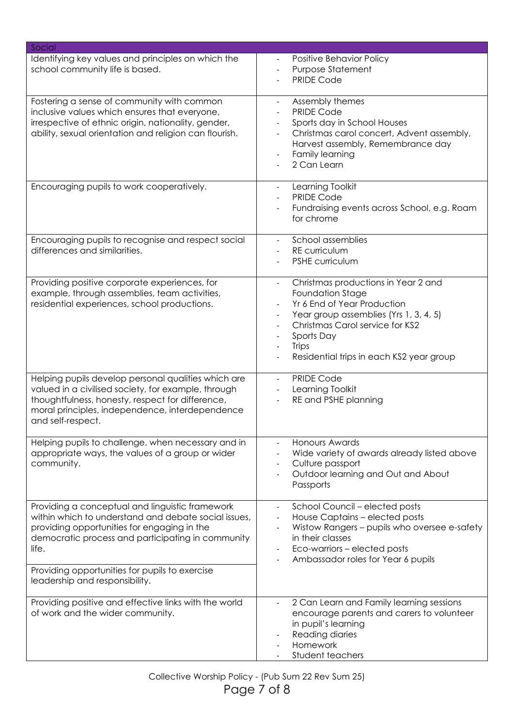| Social | |
|---|---|
| Identifying key values and principles on which the school community life is based. | - Positive Behavior Policy<br>- Purpose Statement<br>- PRIDE Code |
| Fostering a sense of community with common inclusive values which ensures that everyone, irrespective of ethnic origin, nationality, gender, ability, sexual orientation and religion can flourish. | - Assembly themes<br>- PRIDE Code<br>- Sports day in School Houses<br>- Christmas carol concert, Advent assembly, Harvest assembly, Remembrance day<br>- Family learning<br>- 2 Can Learn |
| Encouraging pupils to work cooperatively. | - Learning Toolkit<br>- PRIDE Code<br>- Fundraising events across School, e.g. Roam for chrome |
| Encouraging pupils to recognise and respect social differences and similarities. | - School assemblies<br>- RE curriculum<br>- PSHE curriculum |
| Providing positive corporate experiences, for example, through assemblies, team activities, residential experiences, school productions. | - Christmas productions in Year 2 and Foundation Stage<br>- Yr 6 End of Year Production<br>- Year group assemblies (Yrs 1, 3, 4, 5)<br>- Christmas Carol service for KS2<br>- Sports Day<br>- Trips<br>- Residential trips in each KS2 year group |
| Helping pupils develop personal qualities which are valued in a civilised society, for example, through thoughtfulness, honesty, respect for difference, moral principles, independence, interdependence and self-respect. | - PRIDE Code<br>- Learning Toolkit<br>- RE and PSHE planning |
| Helping pupils to challenge, when necessary and in appropriate ways, the values of a group or wider community. | - Honours Awards<br>- Wide variety of awards already listed above<br>- Culture passport<br>- Outdoor learning and Out and About Passports |
| Providing a conceptual and linguistic framework within which to understand and debate social issues, providing opportunities for engaging in the democratic process and participating in community life.<br><br>Providing opportunities for pupils to exercise leadership and responsibility. | - School Council – elected posts<br>- House Captains – elected posts<br>- Wistow Rangers – pupils who oversee e-safety in their classes<br>- Eco-warriors – elected posts<br>- Ambassador roles for Year 6 pupils |
| Providing positive and effective links with the world of work and the wider community. | - 2 Can Learn and Family learning sessions encourage parents and carers to volunteer in pupil's learning<br>- Reading diaries<br>- Homework<br>- Student teachers |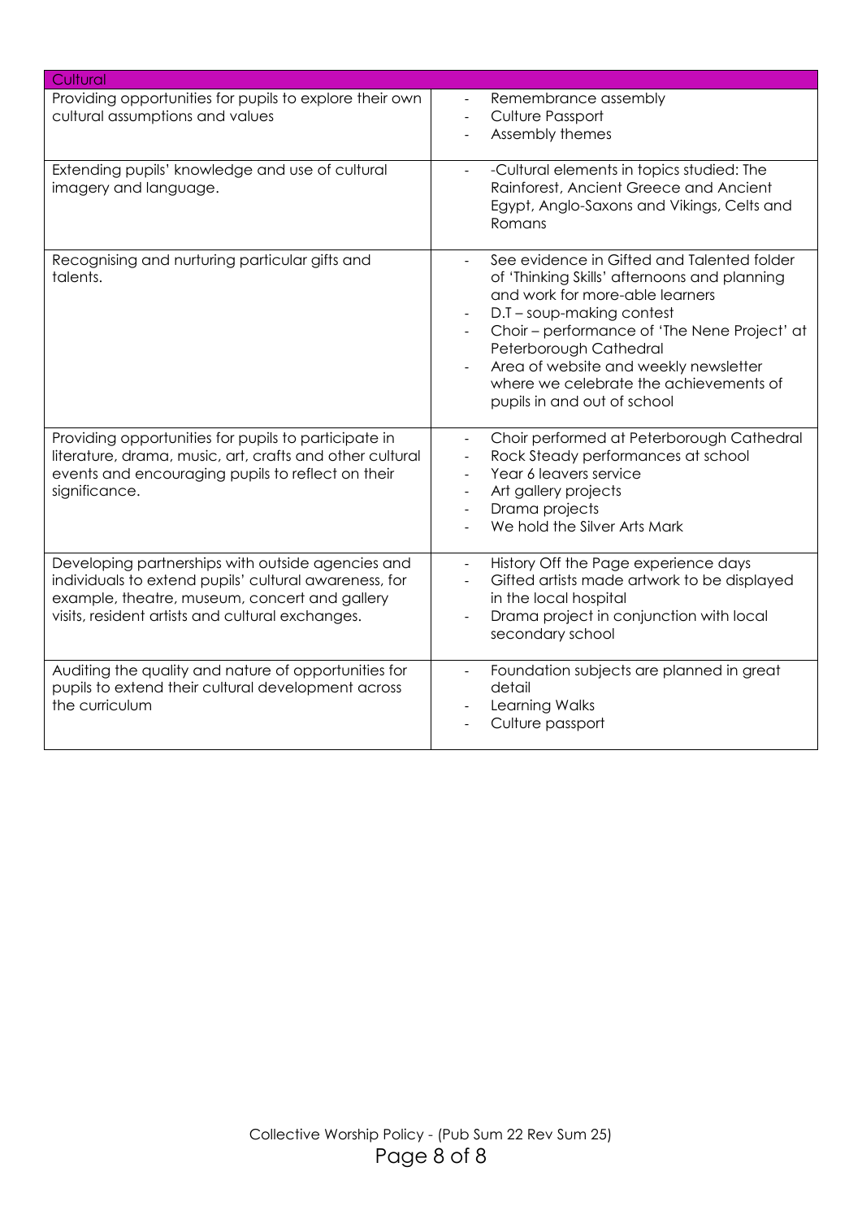| Cultural | |
|---|---|
| Providing opportunities for pupils to explore their own cultural assumptions and values | - Remembrance assembly<br>- Culture Passport<br>- Assembly themes |
| Extending pupils' knowledge and use of cultural imagery and language. | - -Cultural elements in topics studied: The Rainforest, Ancient Greece and Ancient Egypt, Anglo-Saxons and Vikings, Celts and Romans |
| Recognising and nurturing particular gifts and talents. | - See evidence in Gifted and Talented folder of 'Thinking Skills' afternoons and planning and work for more-able learners<br>- D.T – soup-making contest<br>- Choir – performance of 'The Nene Project' at Peterborough Cathedral<br>- Area of website and weekly newsletter where we celebrate the achievements of pupils in and out of school |
| Providing opportunities for pupils to participate in literature, drama, music, art, crafts and other cultural events and encouraging pupils to reflect on their significance. | - Choir performed at Peterborough Cathedral<br>- Rock Steady performances at school<br>- Year 6 leavers service<br>- Art gallery projects<br>- Drama projects<br>- We hold the Silver Arts Mark |
| Developing partnerships with outside agencies and individuals to extend pupils' cultural awareness, for example, theatre, museum, concert and gallery visits, resident artists and cultural exchanges. | - History Off the Page experience days<br>- Gifted artists made artwork to be displayed in the local hospital<br>- Drama project in conjunction with local secondary school |
| Auditing the quality and nature of opportunities for pupils to extend their cultural development across the curriculum | - Foundation subjects are planned in great detail<br>- Learning Walks<br>- Culture passport |